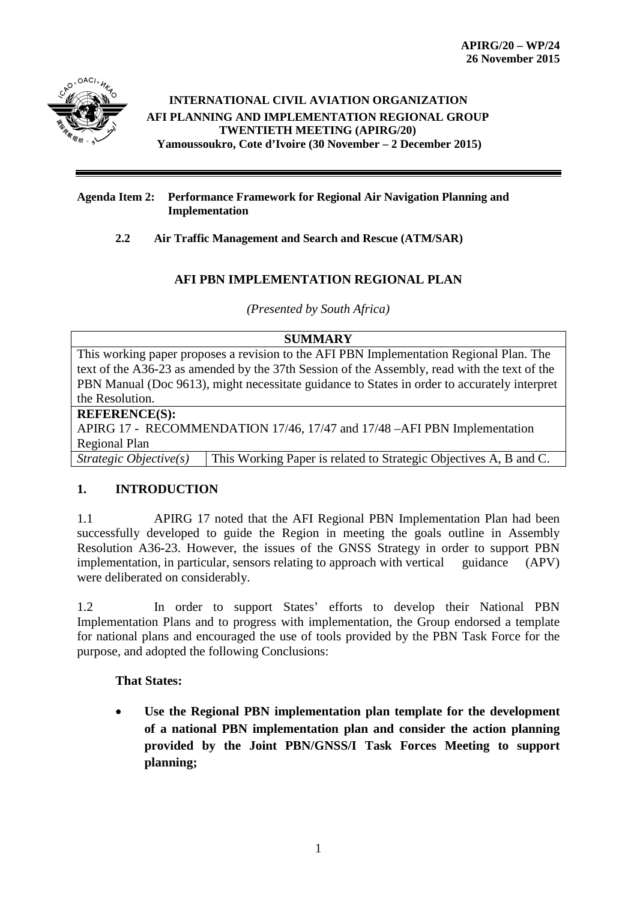**APIRG/20 – WP/24**
**26 November 2015**

**INTERNATIONAL CIVIL AVIATION ORGANIZATION**
**AFI PLANNING AND IMPLEMENTATION REGIONAL GROUP**
**TWENTIETH MEETING (APIRG/20)**
**Yamoussoukro, Cote d'Ivoire (30 November – 2 December 2015)**

---

**Agenda Item 2: Performance Framework for Regional Air Navigation Planning and Implementation**

**2.2 Air Traffic Management and Search and Rescue (ATM/SAR)**

## AFI PBN IMPLEMENTATION REGIONAL PLAN

*(Presented by South Africa)*

| **SUMMARY** | |
|---|---|
| This working paper proposes a revision to the AFI PBN Implementation Regional Plan. The text of the A36-23 as amended by the 37th Session of the Assembly, read with the text of the PBN Manual (Doc 9613), might necessitate guidance to States in order to accurately interpret the Resolution. | |
| **REFERENCE(S):** APIRG 17 - RECOMMENDATION 17/46, 17/47 and 17/48 –AFI PBN Implementation Regional Plan | |
| *Strategic Objective(s)* | This Working Paper is related to Strategic Objectives A, B and C. |

## 1. INTRODUCTION

1.1 APIRG 17 noted that the AFI Regional PBN Implementation Plan had been successfully developed to guide the Region in meeting the goals outline in Assembly Resolution A36-23. However, the issues of the GNSS Strategy in order to support PBN implementation, in particular, sensors relating to approach with vertical guidance (APV) were deliberated on considerably.

1.2 In order to support States' efforts to develop their National PBN Implementation Plans and to progress with implementation, the Group endorsed a template for national plans and encouraged the use of tools provided by the PBN Task Force for the purpose, and adopted the following Conclusions:

**That States:**

- **Use the Regional PBN implementation plan template for the development of a national PBN implementation plan and consider the action planning provided by the Joint PBN/GNSS/I Task Forces Meeting to support planning;**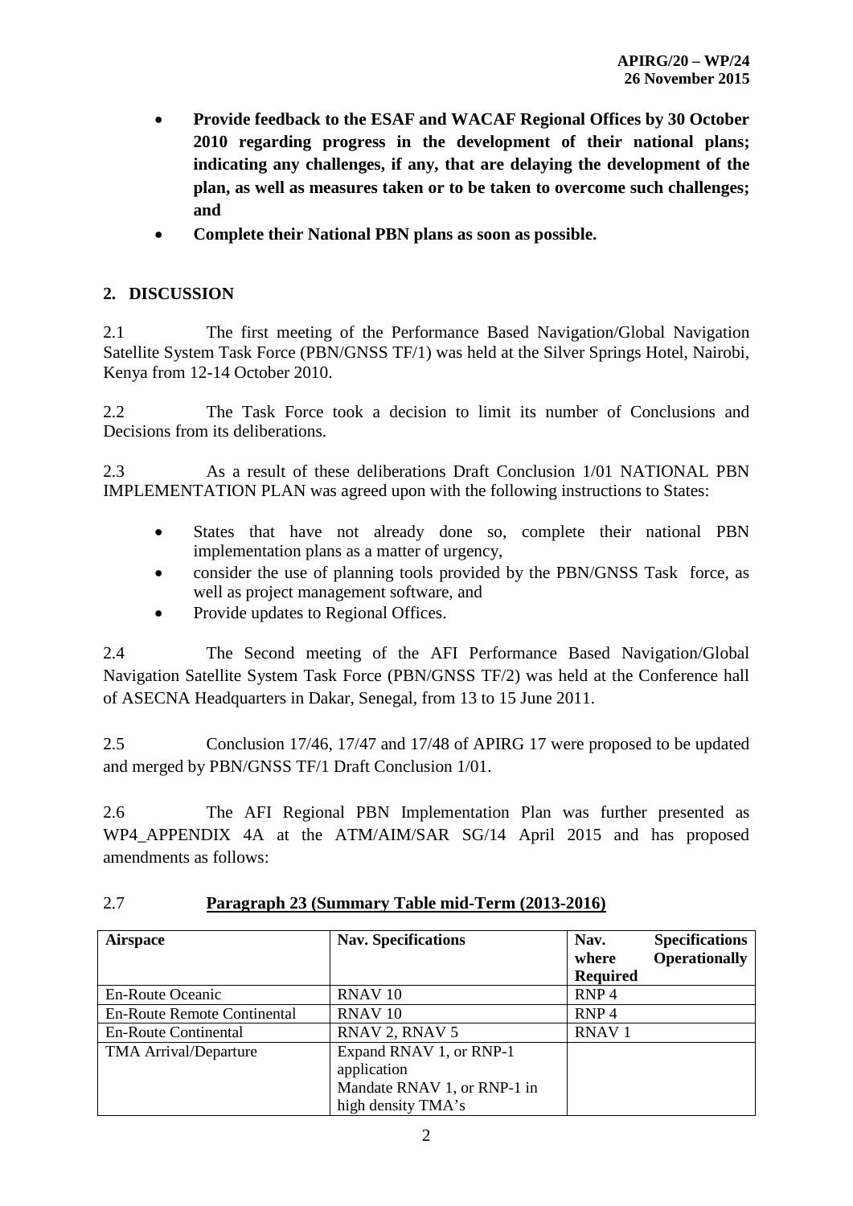- **Provide feedback to the ESAF and WACAF Regional Offices by 30 October 2010 regarding progress in the development of their national plans; indicating any challenges, if any, that are delaying the development of the plan, as well as measures taken or to be taken to overcome such challenges; and**
- **Complete their National PBN plans as soon as possible.**

## 2. DISCUSSION

2.1 The first meeting of the Performance Based Navigation/Global Navigation Satellite System Task Force (PBN/GNSS TF/1) was held at the Silver Springs Hotel, Nairobi, Kenya from 12-14 October 2010.

2.2 The Task Force took a decision to limit its number of Conclusions and Decisions from its deliberations.

2.3 As a result of these deliberations Draft Conclusion 1/01 NATIONAL PBN IMPLEMENTATION PLAN was agreed upon with the following instructions to States:

- States that have not already done so, complete their national PBN implementation plans as a matter of urgency,
- consider the use of planning tools provided by the PBN/GNSS Task force, as well as project management software, and
- Provide updates to Regional Offices.

2.4 The Second meeting of the AFI Performance Based Navigation/Global Navigation Satellite System Task Force (PBN/GNSS TF/2) was held at the Conference hall of ASECNA Headquarters in Dakar, Senegal, from 13 to 15 June 2011.

2.5 Conclusion 17/46, 17/47 and 17/48 of APIRG 17 were proposed to be updated and merged by PBN/GNSS TF/1 Draft Conclusion 1/01.

2.6 The AFI Regional PBN Implementation Plan was further presented as WP4_APPENDIX 4A at the ATM/AIM/SAR SG/14 April 2015 and has proposed amendments as follows:

2.7 **Paragraph 23 (Summary Table mid-Term (2013-2016)**

| **Airspace** | **Nav. Specifications** | **Nav. Specifications where Operationally Required** |
|---|---|---|
| En-Route Oceanic | RNAV 10 | RNP 4 |
| En-Route Remote Continental | RNAV 10 | RNP 4 |
| En-Route Continental | RNAV 2, RNAV 5 | RNAV 1 |
| TMA Arrival/Departure | Expand RNAV 1, or RNP-1 application<br>Mandate RNAV 1, or RNP-1 in high density TMA's | |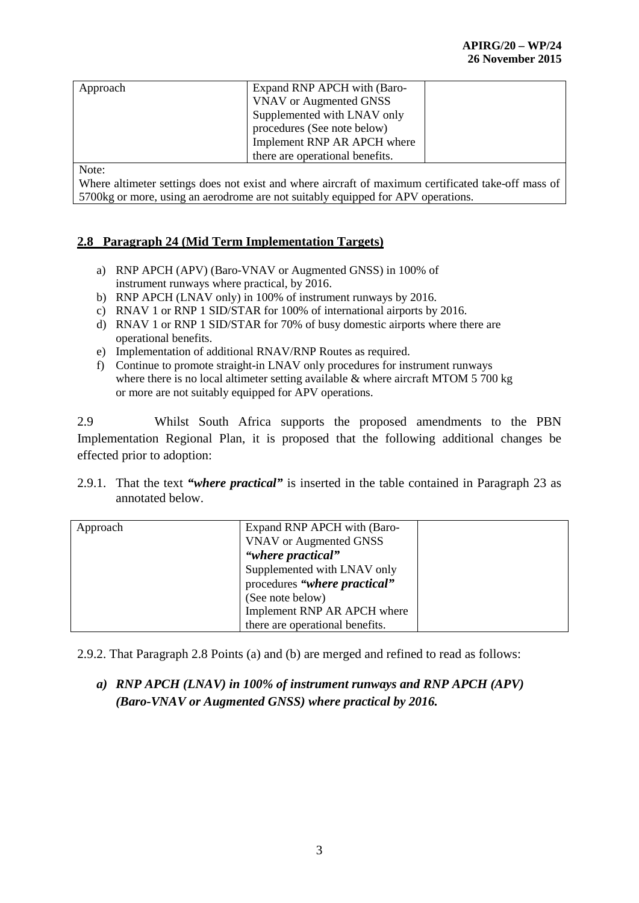| Approach | Expand RNP APCH with (Baro-VNAV or Augmented GNSS Supplemented with LNAV only procedures (See note below) Implement RNP AR APCH where there are operational benefits. | |
|---|---|---|
| Note: Where altimeter settings does not exist and where aircraft of maximum certificated take-off mass of 5700kg or more, using an aerodrome are not suitably equipped for APV operations. | | |

## 2.8 Paragraph 24 (Mid Term Implementation Targets)

a) RNP APCH (APV) (Baro-VNAV or Augmented GNSS) in 100% of instrument runways where practical, by 2016.
b) RNP APCH (LNAV only) in 100% of instrument runways by 2016.
c) RNAV 1 or RNP 1 SID/STAR for 100% of international airports by 2016.
d) RNAV 1 or RNP 1 SID/STAR for 70% of busy domestic airports where there are operational benefits.
e) Implementation of additional RNAV/RNP Routes as required.
f) Continue to promote straight-in LNAV only procedures for instrument runways where there is no local altimeter setting available & where aircraft MTOM 5 700 kg or more are not suitably equipped for APV operations.

2.9 Whilst South Africa supports the proposed amendments to the PBN Implementation Regional Plan, it is proposed that the following additional changes be effected prior to adoption:

2.9.1. That the text ***"where practical"*** is inserted in the table contained in Paragraph 23 as annotated below.

| Approach | Expand RNP APCH with (Baro-VNAV or Augmented GNSS ***"where practical"*** Supplemented with LNAV only procedures ***"where practical"*** (See note below) Implement RNP AR APCH where there are operational benefits. | |
|---|---|---|

2.9.2. That Paragraph 2.8 Points (a) and (b) are merged and refined to read as follows:

***a) RNP APCH (LNAV) in 100% of instrument runways and RNP APCH (APV) (Baro-VNAV or Augmented GNSS) where practical by 2016.***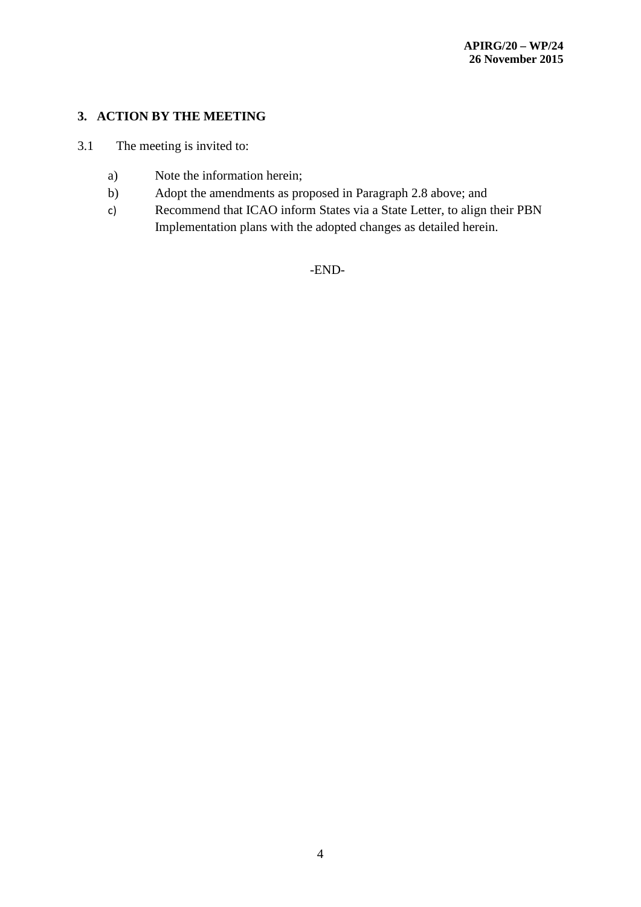## 3. ACTION BY THE MEETING

3.1 The meeting is invited to:

a) Note the information herein;
b) Adopt the amendments as proposed in Paragraph 2.8 above; and
c) Recommend that ICAO inform States via a State Letter, to align their PBN Implementation plans with the adopted changes as detailed herein.

-END-